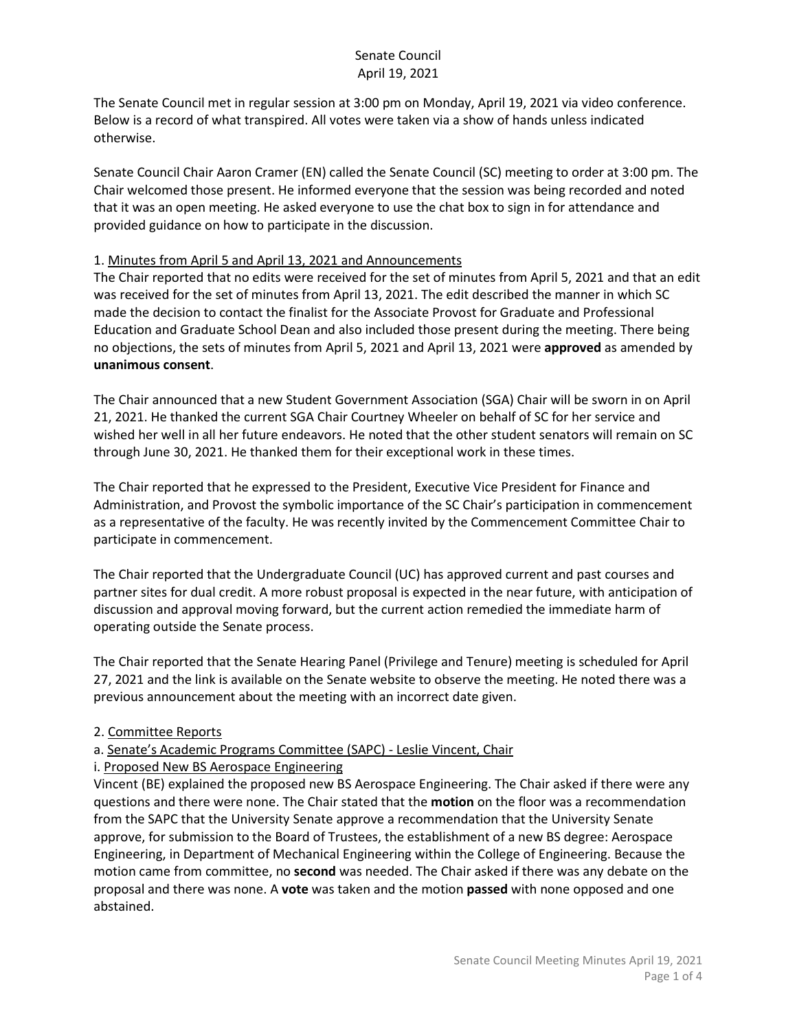# Senate Council
April 19, 2021

The Senate Council met in regular session at 3:00 pm on Monday, April 19, 2021 via video conference. Below is a record of what transpired. All votes were taken via a show of hands unless indicated otherwise.

Senate Council Chair Aaron Cramer (EN) called the Senate Council (SC) meeting to order at 3:00 pm. The Chair welcomed those present. He informed everyone that the session was being recorded and noted that it was an open meeting. He asked everyone to use the chat box to sign in for attendance and provided guidance on how to participate in the discussion.

1. Minutes from April 5 and April 13, 2021 and Announcements

The Chair reported that no edits were received for the set of minutes from April 5, 2021 and that an edit was received for the set of minutes from April 13, 2021. The edit described the manner in which SC made the decision to contact the finalist for the Associate Provost for Graduate and Professional Education and Graduate School Dean and also included those present during the meeting. There being no objections, the sets of minutes from April 5, 2021 and April 13, 2021 were **approved** as amended by **unanimous consent**.

The Chair announced that a new Student Government Association (SGA) Chair will be sworn in on April 21, 2021. He thanked the current SGA Chair Courtney Wheeler on behalf of SC for her service and wished her well in all her future endeavors. He noted that the other student senators will remain on SC through June 30, 2021. He thanked them for their exceptional work in these times.

The Chair reported that he expressed to the President, Executive Vice President for Finance and Administration, and Provost the symbolic importance of the SC Chair's participation in commencement as a representative of the faculty. He was recently invited by the Commencement Committee Chair to participate in commencement.

The Chair reported that the Undergraduate Council (UC) has approved current and past courses and partner sites for dual credit. A more robust proposal is expected in the near future, with anticipation of discussion and approval moving forward, but the current action remedied the immediate harm of operating outside the Senate process.

The Chair reported that the Senate Hearing Panel (Privilege and Tenure) meeting is scheduled for April 27, 2021 and the link is available on the Senate website to observe the meeting. He noted there was a previous announcement about the meeting with an incorrect date given.

2. Committee Reports

a. Senate's Academic Programs Committee (SAPC) - Leslie Vincent, Chair

i. Proposed New BS Aerospace Engineering

Vincent (BE) explained the proposed new BS Aerospace Engineering. The Chair asked if there were any questions and there were none. The Chair stated that the **motion** on the floor was a recommendation from the SAPC that the University Senate approve a recommendation that the University Senate approve, for submission to the Board of Trustees, the establishment of a new BS degree: Aerospace Engineering, in Department of Mechanical Engineering within the College of Engineering. Because the motion came from committee, no **second** was needed. The Chair asked if there was any debate on the proposal and there was none. A **vote** was taken and the motion **passed** with none opposed and one abstained.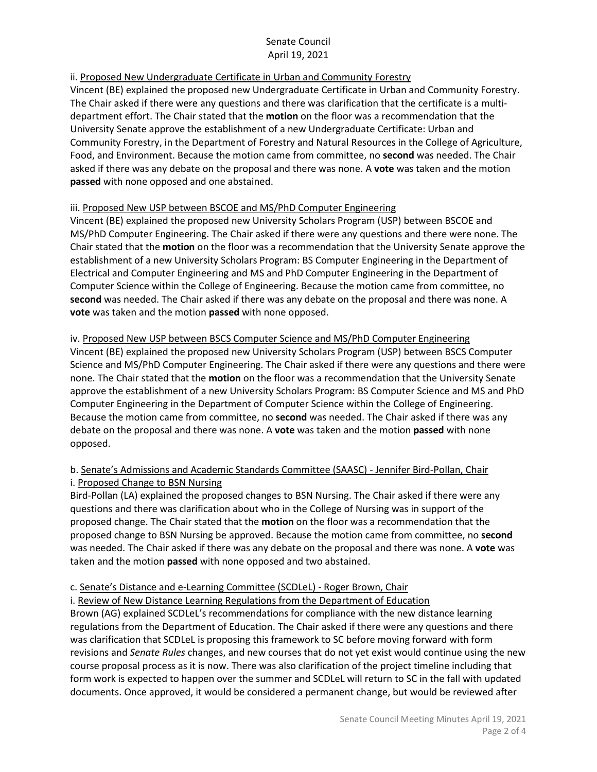ii. Proposed New Undergraduate Certificate in Urban and Community Forestry

Vincent (BE) explained the proposed new Undergraduate Certificate in Urban and Community Forestry. The Chair asked if there were any questions and there was clarification that the certificate is a multi-department effort. The Chair stated that the **motion** on the floor was a recommendation that the University Senate approve the establishment of a new Undergraduate Certificate: Urban and Community Forestry, in the Department of Forestry and Natural Resources in the College of Agriculture, Food, and Environment. Because the motion came from committee, no **second** was needed. The Chair asked if there was any debate on the proposal and there was none. A **vote** was taken and the motion **passed** with none opposed and one abstained.

iii. Proposed New USP between BSCOE and MS/PhD Computer Engineering

Vincent (BE) explained the proposed new University Scholars Program (USP) between BSCOE and MS/PhD Computer Engineering. The Chair asked if there were any questions and there were none. The Chair stated that the **motion** on the floor was a recommendation that the University Senate approve the establishment of a new University Scholars Program: BS Computer Engineering in the Department of Electrical and Computer Engineering and MS and PhD Computer Engineering in the Department of Computer Science within the College of Engineering. Because the motion came from committee, no **second** was needed. The Chair asked if there was any debate on the proposal and there was none. A **vote** was taken and the motion **passed** with none opposed.

iv. Proposed New USP between BSCS Computer Science and MS/PhD Computer Engineering

Vincent (BE) explained the proposed new University Scholars Program (USP) between BSCS Computer Science and MS/PhD Computer Engineering. The Chair asked if there were any questions and there were none. The Chair stated that the **motion** on the floor was a recommendation that the University Senate approve the establishment of a new University Scholars Program: BS Computer Science and MS and PhD Computer Engineering in the Department of Computer Science within the College of Engineering. Because the motion came from committee, no **second** was needed. The Chair asked if there was any debate on the proposal and there was none. A **vote** was taken and the motion **passed** with none opposed.

b. Senate's Admissions and Academic Standards Committee (SAASC) - Jennifer Bird-Pollan, Chair

i. Proposed Change to BSN Nursing

Bird-Pollan (LA) explained the proposed changes to BSN Nursing. The Chair asked if there were any questions and there was clarification about who in the College of Nursing was in support of the proposed change. The Chair stated that the **motion** on the floor was a recommendation that the proposed change to BSN Nursing be approved. Because the motion came from committee, no **second** was needed. The Chair asked if there was any debate on the proposal and there was none. A **vote** was taken and the motion **passed** with none opposed and two abstained.

c. Senate's Distance and e-Learning Committee (SCDLeL) - Roger Brown, Chair

i. Review of New Distance Learning Regulations from the Department of Education

Brown (AG) explained SCDLeL's recommendations for compliance with the new distance learning regulations from the Department of Education. The Chair asked if there were any questions and there was clarification that SCDLeL is proposing this framework to SC before moving forward with form revisions and *Senate Rules* changes, and new courses that do not yet exist would continue using the new course proposal process as it is now. There was also clarification of the project timeline including that form work is expected to happen over the summer and SCDLeL will return to SC in the fall with updated documents. Once approved, it would be considered a permanent change, but would be reviewed after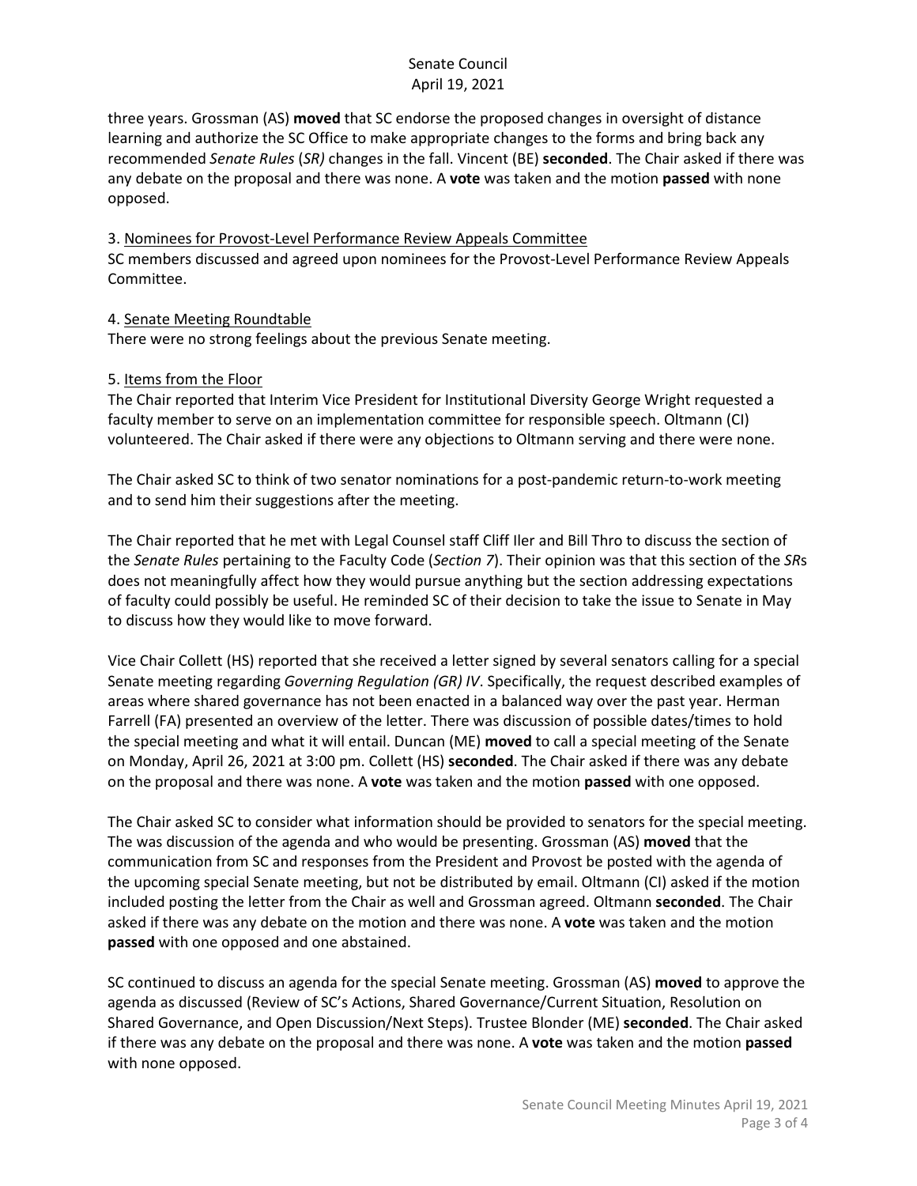three years. Grossman (AS) **moved** that SC endorse the proposed changes in oversight of distance learning and authorize the SC Office to make appropriate changes to the forms and bring back any recommended *Senate Rules* (*SR)* changes in the fall. Vincent (BE) **seconded**. The Chair asked if there was any debate on the proposal and there was none. A **vote** was taken and the motion **passed** with none opposed.

3. Nominees for Provost-Level Performance Review Appeals Committee

SC members discussed and agreed upon nominees for the Provost-Level Performance Review Appeals Committee.

4. Senate Meeting Roundtable

There were no strong feelings about the previous Senate meeting.

5. Items from the Floor

The Chair reported that Interim Vice President for Institutional Diversity George Wright requested a faculty member to serve on an implementation committee for responsible speech. Oltmann (CI) volunteered. The Chair asked if there were any objections to Oltmann serving and there were none.

The Chair asked SC to think of two senator nominations for a post-pandemic return-to-work meeting and to send him their suggestions after the meeting.

The Chair reported that he met with Legal Counsel staff Cliff Iler and Bill Thro to discuss the section of the *Senate Rules* pertaining to the Faculty Code (*Section 7*). Their opinion was that this section of the *SR*s does not meaningfully affect how they would pursue anything but the section addressing expectations of faculty could possibly be useful. He reminded SC of their decision to take the issue to Senate in May to discuss how they would like to move forward.

Vice Chair Collett (HS) reported that she received a letter signed by several senators calling for a special Senate meeting regarding *Governing Regulation (GR) IV*. Specifically, the request described examples of areas where shared governance has not been enacted in a balanced way over the past year. Herman Farrell (FA) presented an overview of the letter. There was discussion of possible dates/times to hold the special meeting and what it will entail. Duncan (ME) **moved** to call a special meeting of the Senate on Monday, April 26, 2021 at 3:00 pm. Collett (HS) **seconded**. The Chair asked if there was any debate on the proposal and there was none. A **vote** was taken and the motion **passed** with one opposed.

The Chair asked SC to consider what information should be provided to senators for the special meeting. The was discussion of the agenda and who would be presenting. Grossman (AS) **moved** that the communication from SC and responses from the President and Provost be posted with the agenda of the upcoming special Senate meeting, but not be distributed by email. Oltmann (CI) asked if the motion included posting the letter from the Chair as well and Grossman agreed. Oltmann **seconded**. The Chair asked if there was any debate on the motion and there was none. A **vote** was taken and the motion **passed** with one opposed and one abstained.

SC continued to discuss an agenda for the special Senate meeting. Grossman (AS) **moved** to approve the agenda as discussed (Review of SC's Actions, Shared Governance/Current Situation, Resolution on Shared Governance, and Open Discussion/Next Steps). Trustee Blonder (ME) **seconded**. The Chair asked if there was any debate on the proposal and there was none. A **vote** was taken and the motion **passed** with none opposed.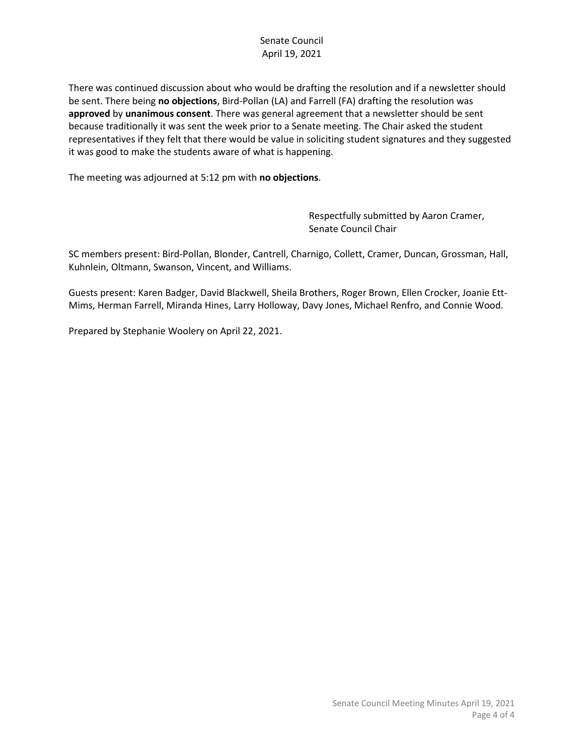There was continued discussion about who would be drafting the resolution and if a newsletter should be sent. There being **no objections**, Bird-Pollan (LA) and Farrell (FA) drafting the resolution was **approved** by **unanimous consent**. There was general agreement that a newsletter should be sent because traditionally it was sent the week prior to a Senate meeting. The Chair asked the student representatives if they felt that there would be value in soliciting student signatures and they suggested it was good to make the students aware of what is happening.

The meeting was adjourned at 5:12 pm with **no objections**.

Respectfully submitted by Aaron Cramer,
Senate Council Chair

SC members present: Bird-Pollan, Blonder, Cantrell, Charnigo, Collett, Cramer, Duncan, Grossman, Hall, Kuhnlein, Oltmann, Swanson, Vincent, and Williams.

Guests present: Karen Badger, David Blackwell, Sheila Brothers, Roger Brown, Ellen Crocker, Joanie Ett-Mims, Herman Farrell, Miranda Hines, Larry Holloway, Davy Jones, Michael Renfro, and Connie Wood.

Prepared by Stephanie Woolery on April 22, 2021.